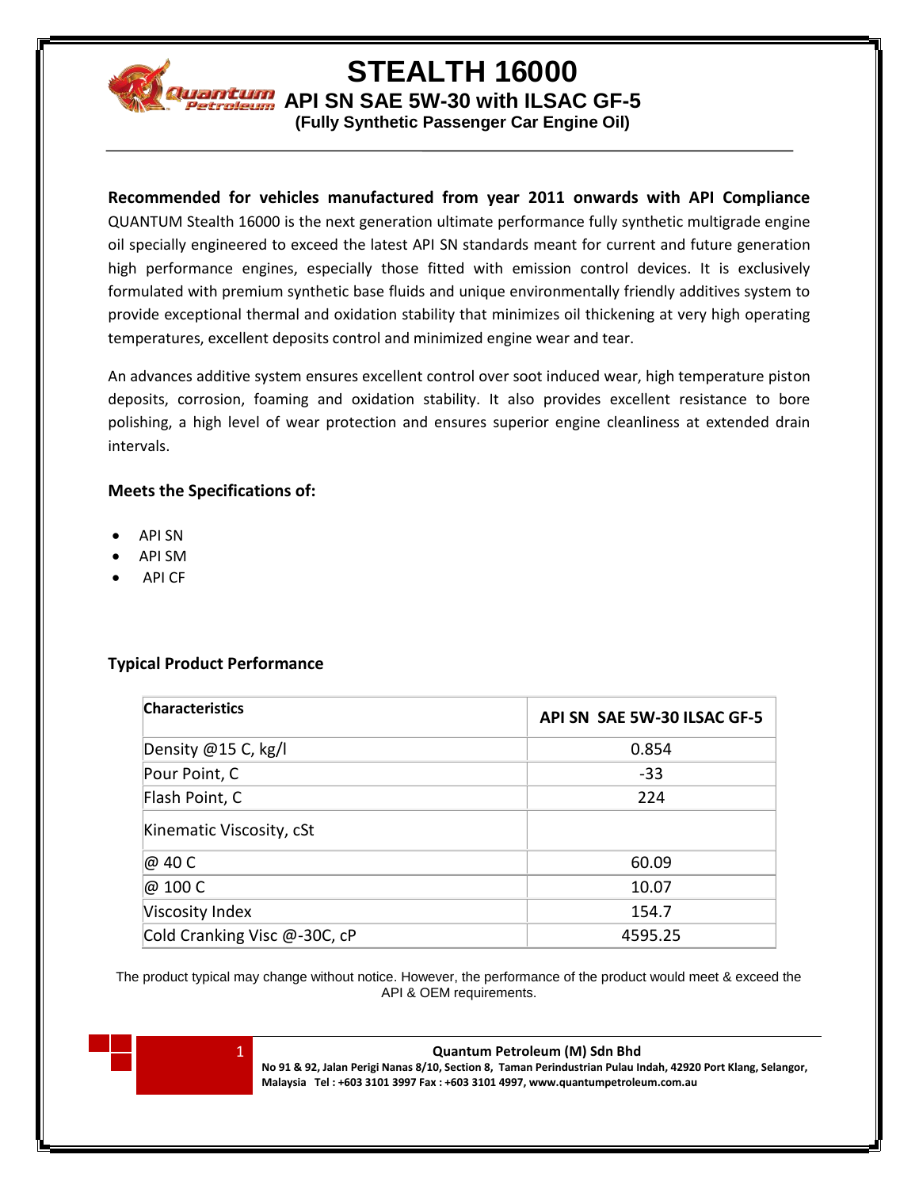# STEALTH 16000

## API SN SAE 5W-30 with ILSAC GF-5

**(Fully Synthetic Passenger Car Engine Oil)**

**Recommended for vehicles manufactured from year 2011 onwards with API Compliance** QUANTUM Stealth 16000 is the next generation ultimate performance fully synthetic multigrade engine oil specially engineered to exceed the latest API SN standards meant for current and future generation high performance engines, especially those fitted with emission control devices. It is exclusively formulated with premium synthetic base fluids and unique environmentally friendly additives system to provide exceptional thermal and oxidation stability that minimizes oil thickening at very high operating temperatures, excellent deposits control and minimized engine wear and tear.

An advances additive system ensures excellent control over soot induced wear, high temperature piston deposits, corrosion, foaming and oxidation stability. It also provides excellent resistance to bore polishing, a high level of wear protection and ensures superior engine cleanliness at extended drain intervals.

### Meets the Specifications of:

- API SN
- API SM
- API CF

### Typical Product Performance

| Characteristics | API SN SAE 5W-30 ILSAC GF-5 |
|---|---|
| Density @15 C, kg/l | 0.854 |
| Pour Point, C | -33 |
| Flash Point, C | 224 |
| Kinematic Viscosity, cSt | |
| @ 40 C | 60.09 |
| @ 100 C | 10.07 |
| Viscosity Index | 154.7 |
| Cold Cranking Visc @-30C, cP | 4595.25 |

The product typical may change without notice. However, the performance of the product would meet & exceed the API & OEM requirements.

**Quantum Petroleum (M) Sdn Bhd**

**No 91 & 92, Jalan Perigi Nanas 8/10, Section 8, Taman Perindustrian Pulau Indah, 42920 Port Klang, Selangor, Malaysia Tel : +603 3101 3997 Fax : +603 3101 4997, www.quantumpetroleum.com.au**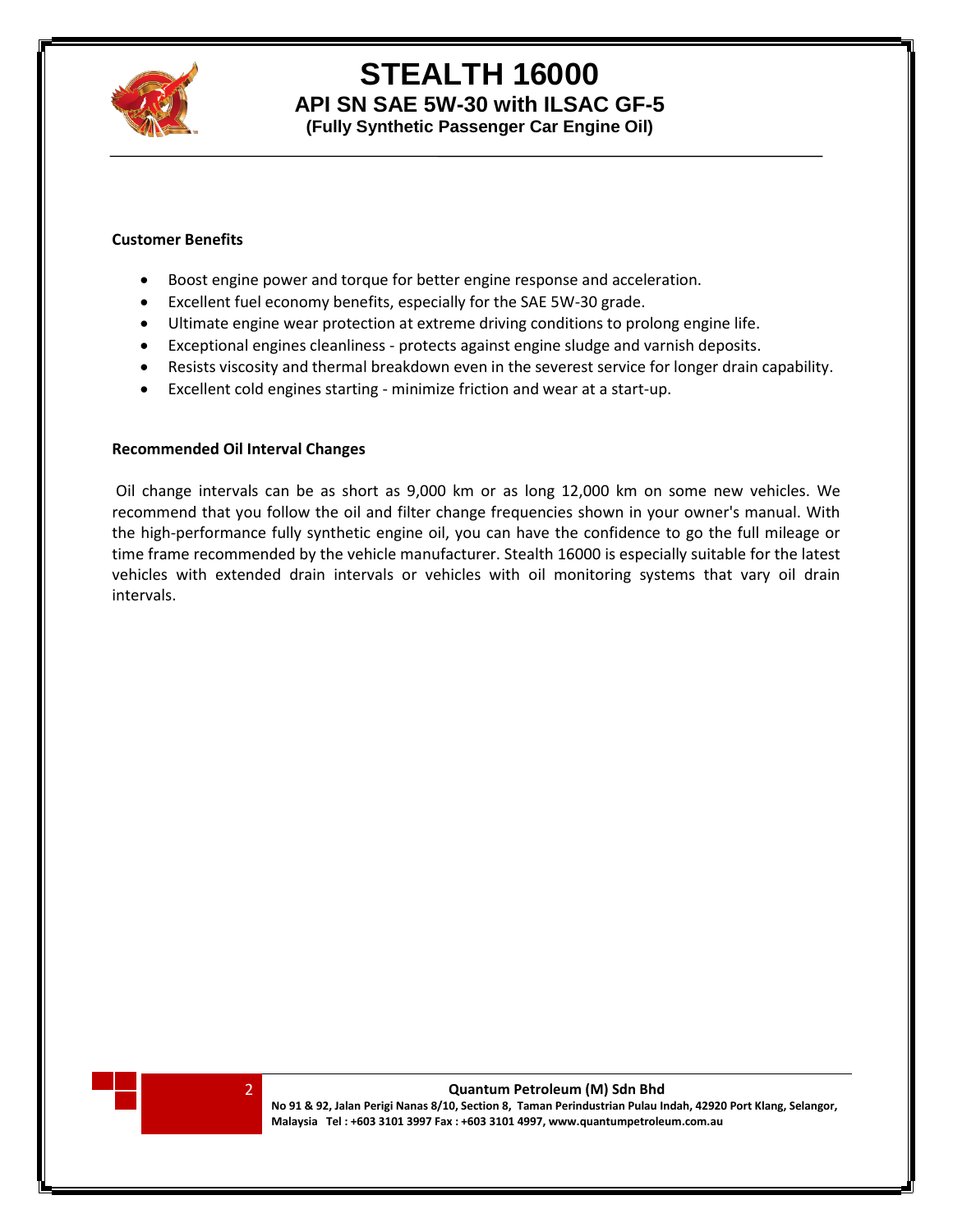# STEALTH 16000

## API SN SAE 5W-30 with ILSAC GF-5

**(Fully Synthetic Passenger Car Engine Oil)**

**Customer Benefits**

- Boost engine power and torque for better engine response and acceleration.
- Excellent fuel economy benefits, especially for the SAE 5W-30 grade.
- Ultimate engine wear protection at extreme driving conditions to prolong engine life.
- Exceptional engines cleanliness - protects against engine sludge and varnish deposits.
- Resists viscosity and thermal breakdown even in the severest service for longer drain capability.
- Excellent cold engines starting - minimize friction and wear at a start-up.

**Recommended Oil Interval Changes**

Oil change intervals can be as short as 9,000 km or as long 12,000 km on some new vehicles. We recommend that you follow the oil and filter change frequencies shown in your owner's manual. With the high-performance fully synthetic engine oil, you can have the confidence to go the full mileage or time frame recommended by the vehicle manufacturer. Stealth 16000 is especially suitable for the latest vehicles with extended drain intervals or vehicles with oil monitoring systems that vary oil drain intervals.

**Quantum Petroleum (M) Sdn Bhd**

**No 91 & 92, Jalan Perigi Nanas 8/10, Section 8, Taman Perindustrian Pulau Indah, 42920 Port Klang, Selangor, Malaysia Tel : +603 3101 3997 Fax : +603 3101 4997, www.quantumpetroleum.com.au**